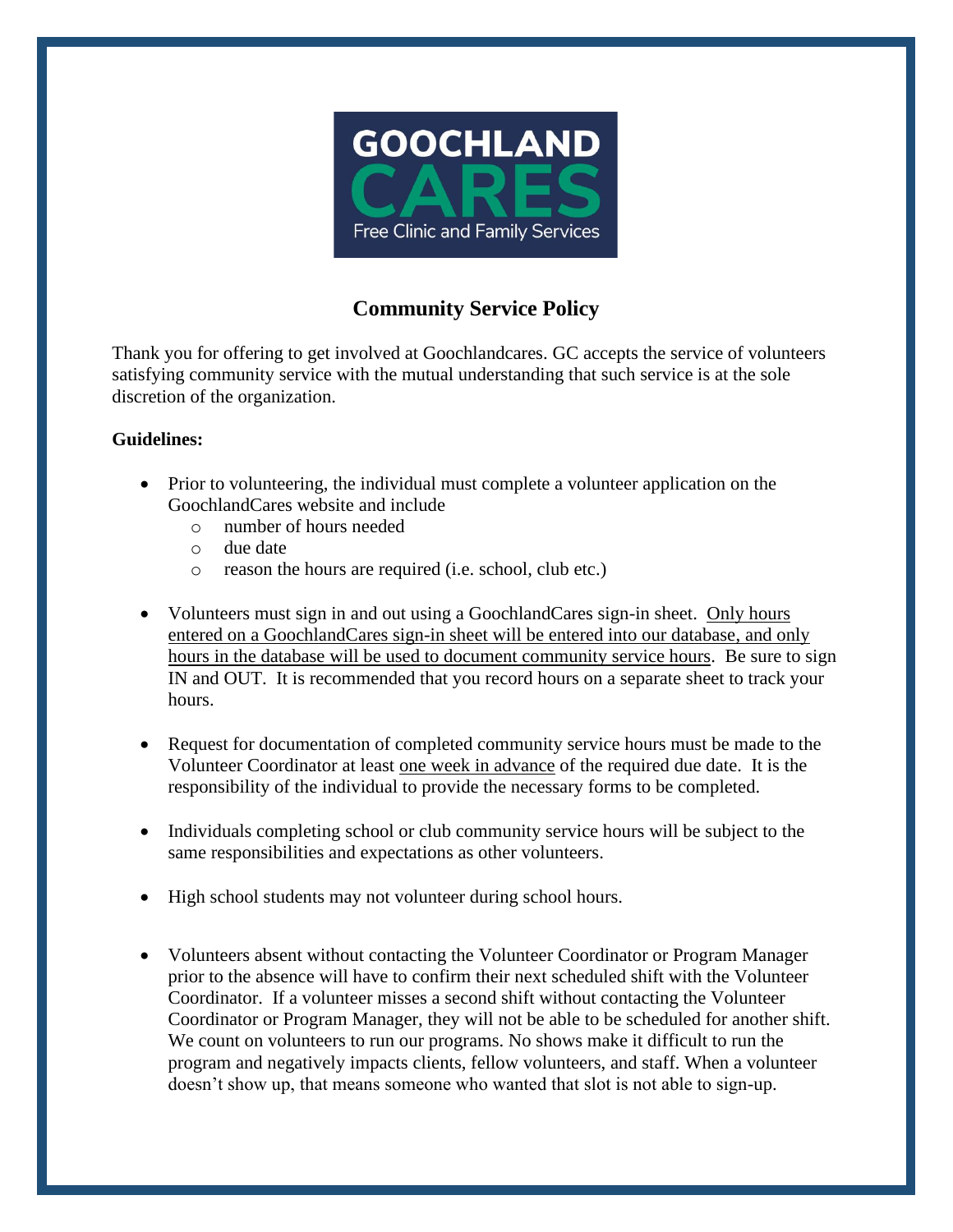GOOCHLAND CARES

Free Clinic and Family Services

# Community Service Policy

Thank you for offering to get involved at Goochlandcares. GC accepts the service of volunteers satisfying community service with the mutual understanding that such service is at the sole discretion of the organization.

**Guidelines:**

- Prior to volunteering, the individual must complete a volunteer application on the GoochlandCares website and include
  - number of hours needed
  - due date
  - reason the hours are required (i.e. school, club etc.)

- Volunteers must sign in and out using a GoochlandCares sign-in sheet. Only hours entered on a GoochlandCares sign-in sheet will be entered into our database, and only hours in the database will be used to document community service hours. Be sure to sign IN and OUT. It is recommended that you record hours on a separate sheet to track your hours.

- Request for documentation of completed community service hours must be made to the Volunteer Coordinator at least one week in advance of the required due date. It is the responsibility of the individual to provide the necessary forms to be completed.

- Individuals completing school or club community service hours will be subject to the same responsibilities and expectations as other volunteers.

- High school students may not volunteer during school hours.

- Volunteers absent without contacting the Volunteer Coordinator or Program Manager prior to the absence will have to confirm their next scheduled shift with the Volunteer Coordinator. If a volunteer misses a second shift without contacting the Volunteer Coordinator or Program Manager, they will not be able to be scheduled for another shift. We count on volunteers to run our programs. No shows make it difficult to run the program and negatively impacts clients, fellow volunteers, and staff. When a volunteer doesn't show up, that means someone who wanted that slot is not able to sign-up.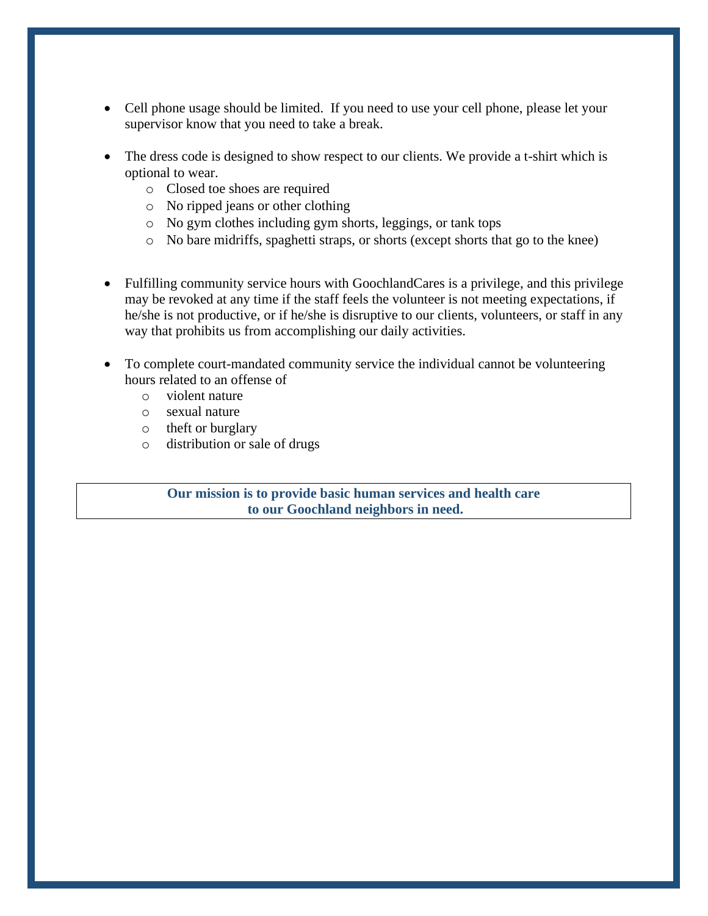- Cell phone usage should be limited. If you need to use your cell phone, please let your supervisor know that you need to take a break.

- The dress code is designed to show respect to our clients. We provide a t-shirt which is optional to wear.
  - Closed toe shoes are required
  - No ripped jeans or other clothing
  - No gym clothes including gym shorts, leggings, or tank tops
  - No bare midriffs, spaghetti straps, or shorts (except shorts that go to the knee)

- Fulfilling community service hours with GoochlandCares is a privilege, and this privilege may be revoked at any time if the staff feels the volunteer is not meeting expectations, if he/she is not productive, or if he/she is disruptive to our clients, volunteers, or staff in any way that prohibits us from accomplishing our daily activities.

- To complete court-mandated community service the individual cannot be volunteering hours related to an offense of
  - violent nature
  - sexual nature
  - theft or burglary
  - distribution or sale of drugs

**Our mission is to provide basic human services and health care to our Goochland neighbors in need.**